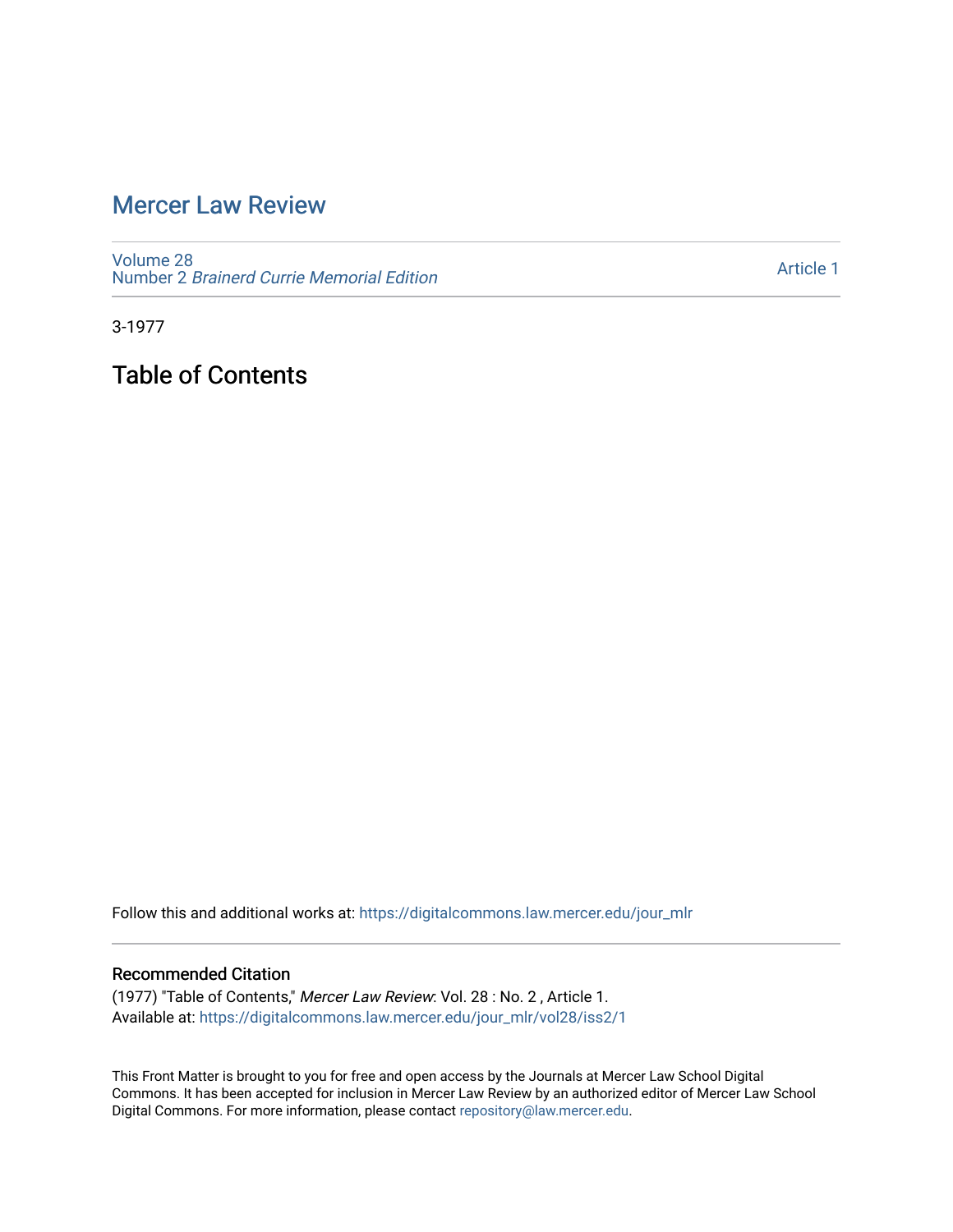# Mercer Law Review

Volume 28
Number 2 *Brainerd Currie Memorial Edition*

Article 1

3-1977

## Table of Contents

Follow this and additional works at: https://digitalcommons.law.mercer.edu/jour_mlr

### Recommended Citation

(1977) "Table of Contents," *Mercer Law Review*: Vol. 28 : No. 2 , Article 1.
Available at: https://digitalcommons.law.mercer.edu/jour_mlr/vol28/iss2/1

This Front Matter is brought to you for free and open access by the Journals at Mercer Law School Digital Commons. It has been accepted for inclusion in Mercer Law Review by an authorized editor of Mercer Law School Digital Commons. For more information, please contact repository@law.mercer.edu.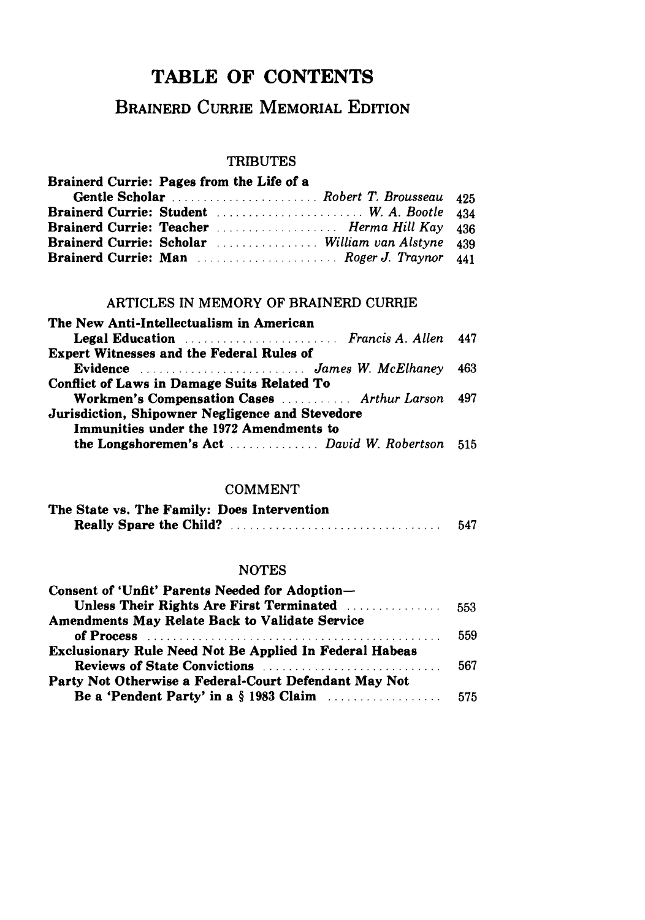# TABLE OF CONTENTS

## BRAINERD CURRIE MEMORIAL EDITION

### TRIBUTES

**Brainerd Currie: Pages from the Life of a Gentle Scholar** ........ *Robert T. Brousseau* 425

**Brainerd Currie: Student** ........ *W. A. Bootle* 434

**Brainerd Currie: Teacher** ........ *Herma Hill Kay* 436

**Brainerd Currie: Scholar** ........ *William van Alstyne* 439

**Brainerd Currie: Man** ........ *Roger J. Traynor* 441

### ARTICLES IN MEMORY OF BRAINERD CURRIE

**The New Anti-Intellectualism in American Legal Education** ........ *Francis A. Allen* 447

**Expert Witnesses and the Federal Rules of Evidence** ........ *James W. McElhaney* 463

**Conflict of Laws in Damage Suits Related To Workmen's Compensation Cases** ........ *Arthur Larson* 497

**Jurisdiction, Shipowner Negligence and Stevedore Immunities under the 1972 Amendments to the Longshoremen's Act** ........ *David W. Robertson* 515

### COMMENT

**The State vs. The Family: Does Intervention Really Spare the Child?** ........ 547

### NOTES

**Consent of 'Unfit' Parents Needed for Adoption— Unless Their Rights Are First Terminated** ........ 553

**Amendments May Relate Back to Validate Service of Process** ........ 559

**Exclusionary Rule Need Not Be Applied In Federal Habeas Reviews of State Convictions** ........ 567

**Party Not Otherwise a Federal-Court Defendant May Not Be a 'Pendent Party' in a § 1983 Claim** ........ 575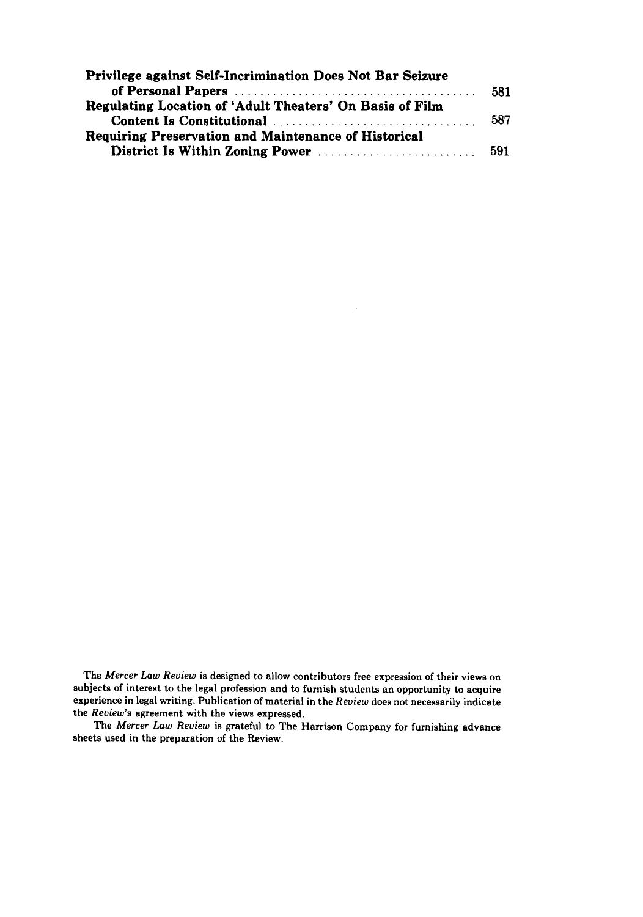**Privilege against Self-Incrimination Does Not Bar Seizure of Personal Papers** ..................................... 581

**Regulating Location of 'Adult Theaters' On Basis of Film Content Is Constitutional** ................................ 587

**Requiring Preservation and Maintenance of Historical District Is Within Zoning Power** ......................... 591

The *Mercer Law Review* is designed to allow contributors free expression of their views on subjects of interest to the legal profession and to furnish students an opportunity to acquire experience in legal writing. Publication of material in the *Review* does not necessarily indicate the *Review*'s agreement with the views expressed.

The *Mercer Law Review* is grateful to The Harrison Company for furnishing advance sheets used in the preparation of the Review.